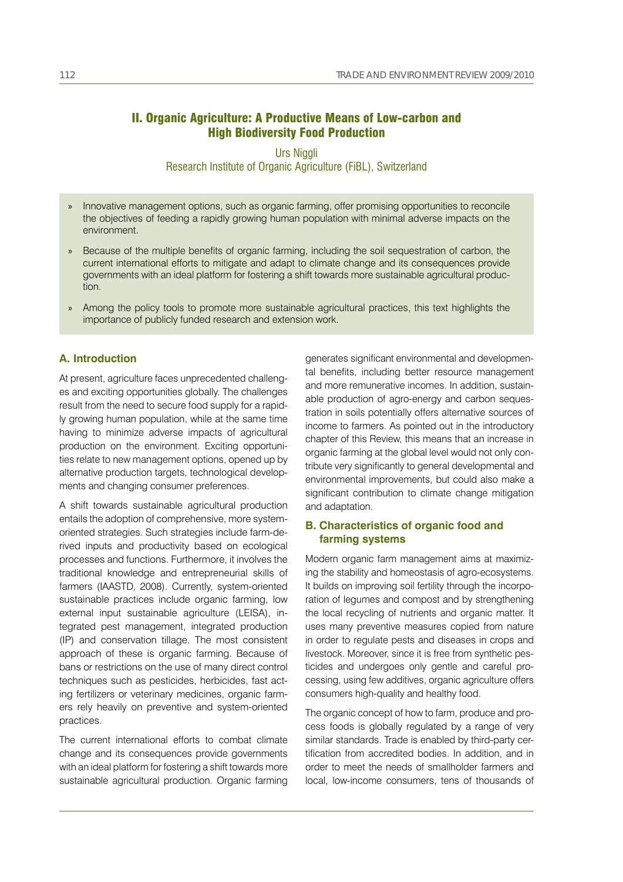## II. Organic Agriculture: A Productive Means of Low-carbon and High Biodiversity Food Production

Urs Niggli
Research Institute of Organic Agriculture (FiBL), Switzerland

- Innovative management options, such as organic farming, offer promising opportunities to reconcile the objectives of feeding a rapidly growing human population with minimal adverse impacts on the environment.
- Because of the multiple benefits of organic farming, including the soil sequestration of carbon, the current international efforts to mitigate and adapt to climate change and its consequences provide governments with an ideal platform for fostering a shift towards more sustainable agricultural production.
- Among the policy tools to promote more sustainable agricultural practices, this text highlights the importance of publicly funded research and extension work.

### A. Introduction

At present, agriculture faces unprecedented challenges and exciting opportunities globally. The challenges result from the need to secure food supply for a rapidly growing human population, while at the same time having to minimize adverse impacts of agricultural production on the environment. Exciting opportunities relate to new management options, opened up by alternative production targets, technological developments and changing consumer preferences.

A shift towards sustainable agricultural production entails the adoption of comprehensive, more system-oriented strategies. Such strategies include farm-derived inputs and productivity based on ecological processes and functions. Furthermore, it involves the traditional knowledge and entrepreneurial skills of farmers (IAASTD, 2008). Currently, system-oriented sustainable practices include organic farming, low external input sustainable agriculture (LEISA), integrated pest management, integrated production (IP) and conservation tillage. The most consistent approach of these is organic farming. Because of bans or restrictions on the use of many direct control techniques such as pesticides, herbicides, fast acting fertilizers or veterinary medicines, organic farmers rely heavily on preventive and system-oriented practices.

The current international efforts to combat climate change and its consequences provide governments with an ideal platform for fostering a shift towards more sustainable agricultural production. Organic farming generates significant environmental and developmental benefits, including better resource management and more remunerative incomes. In addition, sustainable production of agro-energy and carbon sequestration in soils potentially offers alternative sources of income to farmers. As pointed out in the introductory chapter of this Review, this means that an increase in organic farming at the global level would not only contribute very significantly to general developmental and environmental improvements, but could also make a significant contribution to climate change mitigation and adaptation.

### B. Characteristics of organic food and farming systems

Modern organic farm management aims at maximizing the stability and homeostasis of agro-ecosystems. It builds on improving soil fertility through the incorporation of legumes and compost and by strengthening the local recycling of nutrients and organic matter. It uses many preventive measures copied from nature in order to regulate pests and diseases in crops and livestock. Moreover, since it is free from synthetic pesticides and undergoes only gentle and careful processing, using few additives, organic agriculture offers consumers high-quality and healthy food.

The organic concept of how to farm, produce and process foods is globally regulated by a range of very similar standards. Trade is enabled by third-party certification from accredited bodies. In addition, and in order to meet the needs of smallholder farmers and local, low-income consumers, tens of thousands of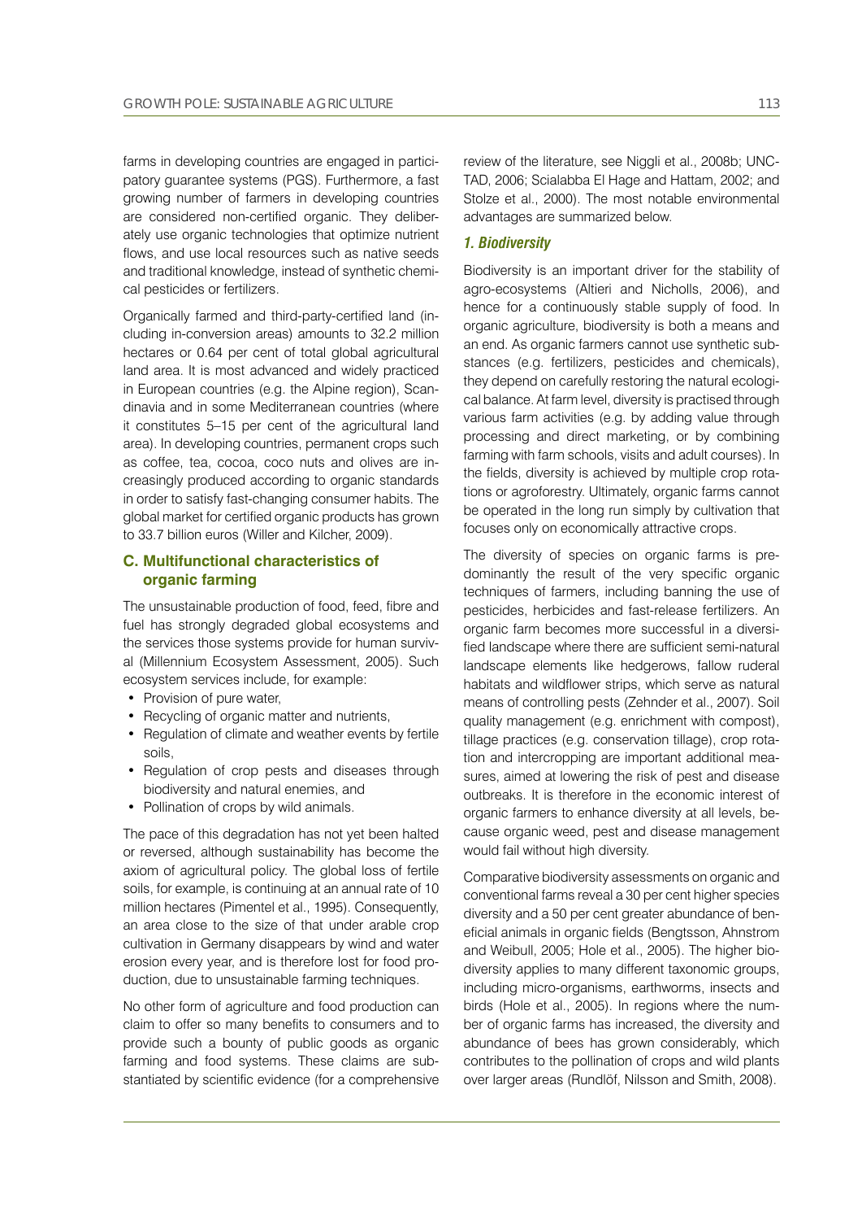farms in developing countries are engaged in participatory guarantee systems (PGS). Furthermore, a fast growing number of farmers in developing countries are considered non-certified organic. They deliberately use organic technologies that optimize nutrient flows, and use local resources such as native seeds and traditional knowledge, instead of synthetic chemical pesticides or fertilizers.

Organically farmed and third-party-certified land (including in-conversion areas) amounts to 32.2 million hectares or 0.64 per cent of total global agricultural land area. It is most advanced and widely practiced in European countries (e.g. the Alpine region), Scandinavia and in some Mediterranean countries (where it constitutes 5–15 per cent of the agricultural land area). In developing countries, permanent crops such as coffee, tea, cocoa, coco nuts and olives are increasingly produced according to organic standards in order to satisfy fast-changing consumer habits. The global market for certified organic products has grown to 33.7 billion euros (Willer and Kilcher, 2009).

## C. Multifunctional characteristics of organic farming

The unsustainable production of food, feed, fibre and fuel has strongly degraded global ecosystems and the services those systems provide for human survival (Millennium Ecosystem Assessment, 2005). Such ecosystem services include, for example:

- Provision of pure water,
- Recycling of organic matter and nutrients,
- Regulation of climate and weather events by fertile soils,
- Regulation of crop pests and diseases through biodiversity and natural enemies, and
- Pollination of crops by wild animals.

The pace of this degradation has not yet been halted or reversed, although sustainability has become the axiom of agricultural policy. The global loss of fertile soils, for example, is continuing at an annual rate of 10 million hectares (Pimentel et al., 1995). Consequently, an area close to the size of that under arable crop cultivation in Germany disappears by wind and water erosion every year, and is therefore lost for food production, due to unsustainable farming techniques.

No other form of agriculture and food production can claim to offer so many benefits to consumers and to provide such a bounty of public goods as organic farming and food systems. These claims are substantiated by scientific evidence (for a comprehensive review of the literature, see Niggli et al., 2008b; UNCTAD, 2006; Scialabba El Hage and Hattam, 2002; and Stolze et al., 2000). The most notable environmental advantages are summarized below.

### *1. Biodiversity*

Biodiversity is an important driver for the stability of agro-ecosystems (Altieri and Nicholls, 2006), and hence for a continuously stable supply of food. In organic agriculture, biodiversity is both a means and an end. As organic farmers cannot use synthetic substances (e.g. fertilizers, pesticides and chemicals), they depend on carefully restoring the natural ecological balance. At farm level, diversity is practised through various farm activities (e.g. by adding value through processing and direct marketing, or by combining farming with farm schools, visits and adult courses). In the fields, diversity is achieved by multiple crop rotations or agroforestry. Ultimately, organic farms cannot be operated in the long run simply by cultivation that focuses only on economically attractive crops.

The diversity of species on organic farms is predominantly the result of the very specific organic techniques of farmers, including banning the use of pesticides, herbicides and fast-release fertilizers. An organic farm becomes more successful in a diversified landscape where there are sufficient semi-natural landscape elements like hedgerows, fallow ruderal habitats and wildflower strips, which serve as natural means of controlling pests (Zehnder et al., 2007). Soil quality management (e.g. enrichment with compost), tillage practices (e.g. conservation tillage), crop rotation and intercropping are important additional measures, aimed at lowering the risk of pest and disease outbreaks. It is therefore in the economic interest of organic farmers to enhance diversity at all levels, because organic weed, pest and disease management would fail without high diversity.

Comparative biodiversity assessments on organic and conventional farms reveal a 30 per cent higher species diversity and a 50 per cent greater abundance of beneficial animals in organic fields (Bengtsson, Ahnstrom and Weibull, 2005; Hole et al., 2005). The higher biodiversity applies to many different taxonomic groups, including micro-organisms, earthworms, insects and birds (Hole et al., 2005). In regions where the number of organic farms has increased, the diversity and abundance of bees has grown considerably, which contributes to the pollination of crops and wild plants over larger areas (Rundlöf, Nilsson and Smith, 2008).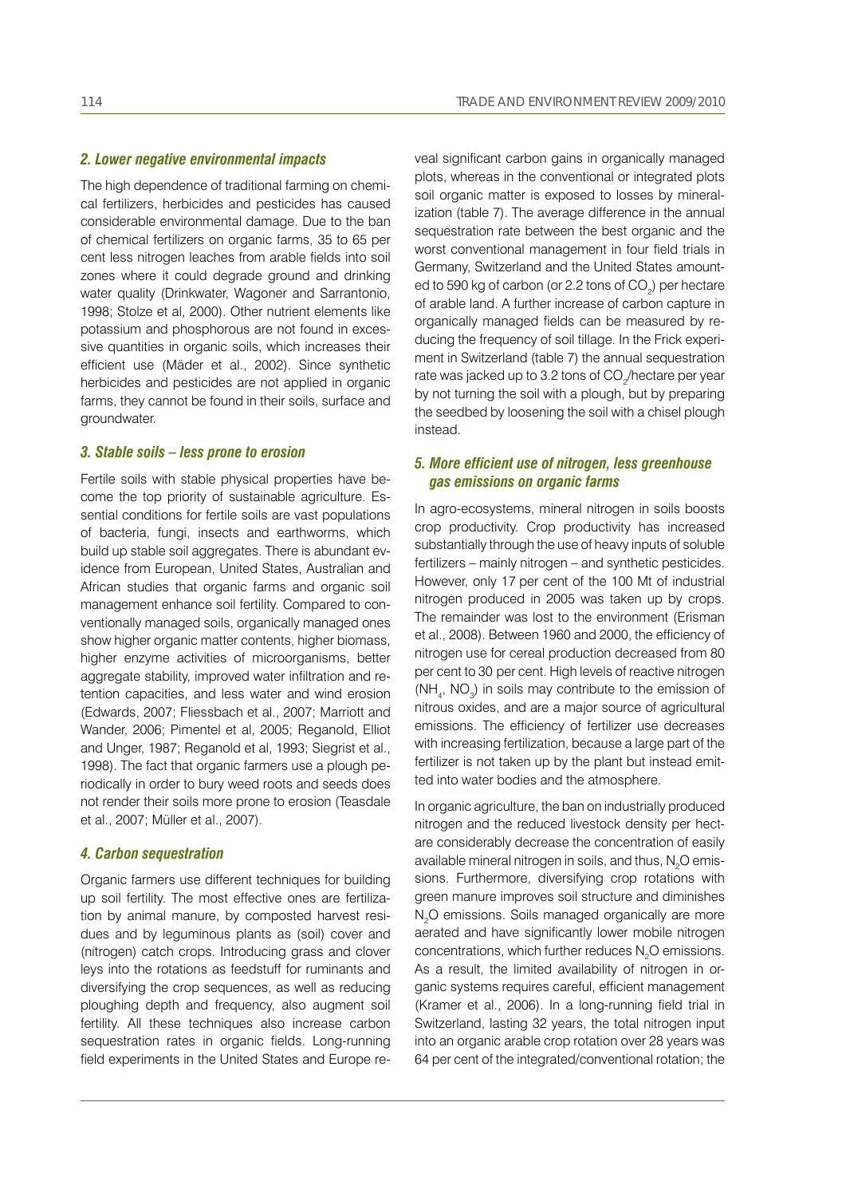### *2. Lower negative environmental impacts*

The high dependence of traditional farming on chemical fertilizers, herbicides and pesticides has caused considerable environmental damage. Due to the ban of chemical fertilizers on organic farms, 35 to 65 per cent less nitrogen leaches from arable fields into soil zones where it could degrade ground and drinking water quality (Drinkwater, Wagoner and Sarrantonio, 1998; Stolze et al, 2000). Other nutrient elements like potassium and phosphorous are not found in excessive quantities in organic soils, which increases their efficient use (Mäder et al., 2002). Since synthetic herbicides and pesticides are not applied in organic farms, they cannot be found in their soils, surface and groundwater.

### *3. Stable soils – less prone to erosion*

Fertile soils with stable physical properties have become the top priority of sustainable agriculture. Essential conditions for fertile soils are vast populations of bacteria, fungi, insects and earthworms, which build up stable soil aggregates. There is abundant evidence from European, United States, Australian and African studies that organic farms and organic soil management enhance soil fertility. Compared to conventionally managed soils, organically managed ones show higher organic matter contents, higher biomass, higher enzyme activities of microorganisms, better aggregate stability, improved water infiltration and retention capacities, and less water and wind erosion (Edwards, 2007; Fliessbach et al., 2007; Marriott and Wander, 2006; Pimentel et al, 2005; Reganold, Elliot and Unger, 1987; Reganold et al, 1993; Siegrist et al., 1998). The fact that organic farmers use a plough periodically in order to bury weed roots and seeds does not render their soils more prone to erosion (Teasdale et al., 2007; Müller et al., 2007).

### *4. Carbon sequestration*

Organic farmers use different techniques for building up soil fertility. The most effective ones are fertilization by animal manure, by composted harvest residues and by leguminous plants as (soil) cover and (nitrogen) catch crops. Introducing grass and clover leys into the rotations as feedstuff for ruminants and diversifying the crop sequences, as well as reducing ploughing depth and frequency, also augment soil fertility. All these techniques also increase carbon sequestration rates in organic fields. Long-running field experiments in the United States and Europe reveal significant carbon gains in organically managed plots, whereas in the conventional or integrated plots soil organic matter is exposed to losses by mineralization (table 7). The average difference in the annual sequestration rate between the best organic and the worst conventional management in four field trials in Germany, Switzerland and the United States amounted to 590 kg of carbon (or 2.2 tons of $CO_2$) per hectare of arable land. A further increase of carbon capture in organically managed fields can be measured by reducing the frequency of soil tillage. In the Frick experiment in Switzerland (table 7) the annual sequestration rate was jacked up to 3.2 tons of $CO_2$/hectare per year by not turning the soil with a plough, but by preparing the seedbed by loosening the soil with a chisel plough instead.

### *5. More efficient use of nitrogen, less greenhouse gas emissions on organic farms*

In agro-ecosystems, mineral nitrogen in soils boosts crop productivity. Crop productivity has increased substantially through the use of heavy inputs of soluble fertilizers – mainly nitrogen – and synthetic pesticides. However, only 17 per cent of the 100 Mt of industrial nitrogen produced in 2005 was taken up by crops. The remainder was lost to the environment (Erisman et al., 2008). Between 1960 and 2000, the efficiency of nitrogen use for cereal production decreased from 80 per cent to 30 per cent. High levels of reactive nitrogen ($NH_4$, $NO_3$) in soils may contribute to the emission of nitrous oxides, and are a major source of agricultural emissions. The efficiency of fertilizer use decreases with increasing fertilization, because a large part of the fertilizer is not taken up by the plant but instead emitted into water bodies and the atmosphere.

In organic agriculture, the ban on industrially produced nitrogen and the reduced livestock density per hectare considerably decrease the concentration of easily available mineral nitrogen in soils, and thus, $N_2O$ emissions. Furthermore, diversifying crop rotations with green manure improves soil structure and diminishes $N_2O$ emissions. Soils managed organically are more aerated and have significantly lower mobile nitrogen concentrations, which further reduces $N_2O$ emissions. As a result, the limited availability of nitrogen in organic systems requires careful, efficient management (Kramer et al., 2006). In a long-running field trial in Switzerland, lasting 32 years, the total nitrogen input into an organic arable crop rotation over 28 years was 64 per cent of the integrated/conventional rotation; the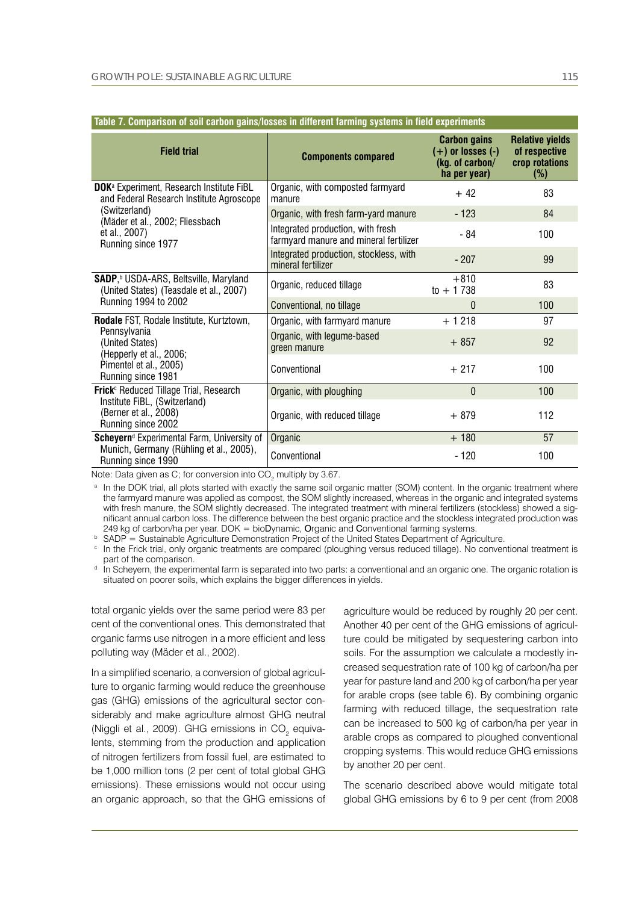**Table 7. Comparison of soil carbon gains/losses in different farming systems in field experiments**

| Field trial | Components compared | Carbon gains (+) or losses (-) (kg. of carbon/ ha per year) | Relative yields of respective crop rotations (%) |
|---|---|---|---|
| **DOK**[a] Experiment, Research Institute FiBL and Federal Research Institute Agroscope (Switzerland) (Mäder et al., 2002; Fliessbach et al., 2007) Running since 1977 | Organic, with composted farmyard manure | + 42 | 83 |
| | Organic, with fresh farm-yard manure | - 123 | 84 |
| | Integrated production, with fresh farmyard manure and mineral fertilizer | - 84 | 100 |
| | Integrated production, stockless, with mineral fertilizer | - 207 | 99 |
| **SADP**,[b] USDA-ARS, Beltsville, Maryland (United States) (Teasdale et al., 2007) Running 1994 to 2002 | Organic, reduced tillage | +810 to + 1 738 | 83 |
| | Conventional, no tillage | 0 | 100 |
| **Rodale** FST, Rodale Institute, Kurtztown, Pennsylvania (United States) (Hepperly et al., 2006; Pimentel et al., 2005) Running since 1981 | Organic, with farmyard manure | + 1 218 | 97 |
| | Organic, with legume-based green manure | + 857 | 92 |
| | Conventional | + 217 | 100 |
| **Frick**[c] Reduced Tillage Trial, Research Institute FiBL, (Switzerland) (Berner et al., 2008) Running since 2002 | Organic, with ploughing | 0 | 100 |
| | Organic, with reduced tillage | + 879 | 112 |
| **Scheyern**[d] Experimental Farm, University of Munich, Germany (Rühling et al., 2005), Running since 1990 | Organic | + 180 | 57 |
| | Conventional | - 120 | 100 |

Note: Data given as C; for conversion into $CO_2$ multiply by 3.67.

[a] In the DOK trial, all plots started with exactly the same soil organic matter (SOM) content. In the organic treatment where the farmyard manure was applied as compost, the SOM slightly increased, whereas in the organic and integrated systems with fresh manure, the SOM slightly decreased. The integrated treatment with mineral fertilizers (stockless) showed a significant annual carbon loss. The difference between the best organic practice and the stockless integrated production was 249 kg of carbon/ha per year. DOK = bioDynamic, Organic and Conventional farming systems.

[b] SADP = Sustainable Agriculture Demonstration Project of the United States Department of Agriculture.

[c] In the Frick trial, only organic treatments are compared (ploughing versus reduced tillage). No conventional treatment is part of the comparison.

[d] In Scheyern, the experimental farm is separated into two parts: a conventional and an organic one. The organic rotation is situated on poorer soils, which explains the bigger differences in yields.

total organic yields over the same period were 83 per cent of the conventional ones. This demonstrated that organic farms use nitrogen in a more efficient and less polluting way (Mäder et al., 2002).

In a simplified scenario, a conversion of global agriculture to organic farming would reduce the greenhouse gas (GHG) emissions of the agricultural sector considerably and make agriculture almost GHG neutral (Niggli et al., 2009). GHG emissions in $CO_2$ equivalents, stemming from the production and application of nitrogen fertilizers from fossil fuel, are estimated to be 1,000 million tons (2 per cent of total global GHG emissions). These emissions would not occur using an organic approach, so that the GHG emissions of agriculture would be reduced by roughly 20 per cent. Another 40 per cent of the GHG emissions of agriculture could be mitigated by sequestering carbon into soils. For the assumption we calculate a modestly increased sequestration rate of 100 kg of carbon/ha per year for pasture land and 200 kg of carbon/ha per year for arable crops (see table 6). By combining organic farming with reduced tillage, the sequestration rate can be increased to 500 kg of carbon/ha per year in arable crops as compared to ploughed conventional cropping systems. This would reduce GHG emissions by another 20 per cent.

The scenario described above would mitigate total global GHG emissions by 6 to 9 per cent (from 2008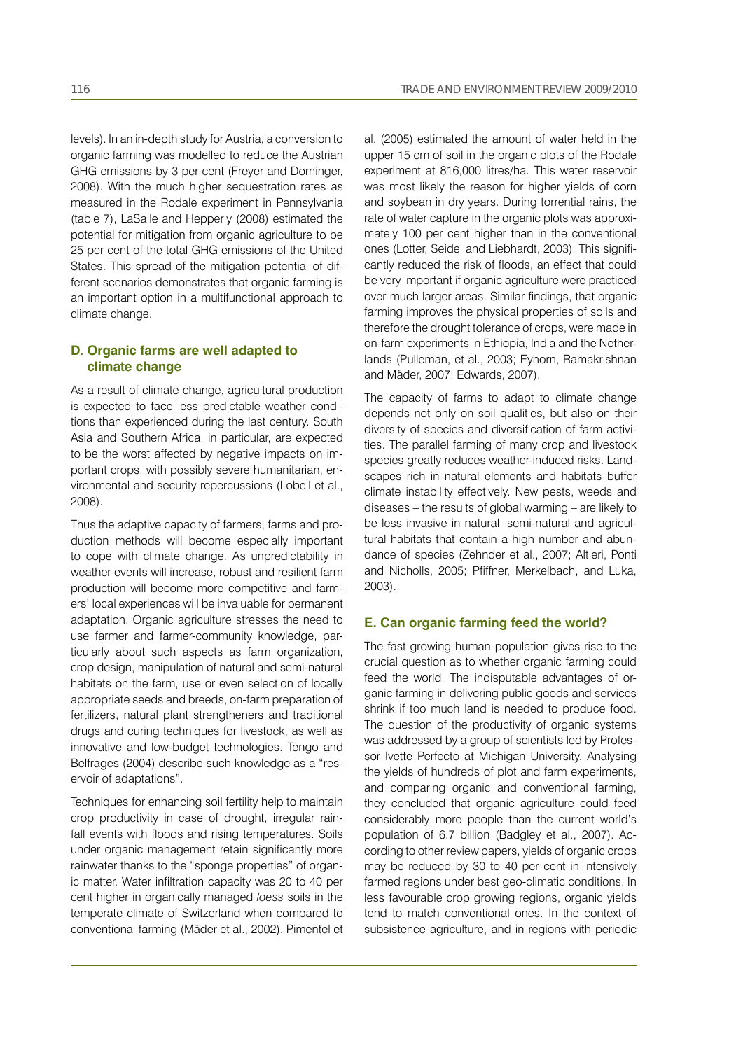levels). In an in-depth study for Austria, a conversion to organic farming was modelled to reduce the Austrian GHG emissions by 3 per cent (Freyer and Dorninger, 2008). With the much higher sequestration rates as measured in the Rodale experiment in Pennsylvania (table 7), LaSalle and Hepperly (2008) estimated the potential for mitigation from organic agriculture to be 25 per cent of the total GHG emissions of the United States. This spread of the mitigation potential of different scenarios demonstrates that organic farming is an important option in a multifunctional approach to climate change.

### D. Organic farms are well adapted to climate change

As a result of climate change, agricultural production is expected to face less predictable weather conditions than experienced during the last century. South Asia and Southern Africa, in particular, are expected to be the worst affected by negative impacts on important crops, with possibly severe humanitarian, environmental and security repercussions (Lobell et al., 2008).

Thus the adaptive capacity of farmers, farms and production methods will become especially important to cope with climate change. As unpredictability in weather events will increase, robust and resilient farm production will become more competitive and farmers' local experiences will be invaluable for permanent adaptation. Organic agriculture stresses the need to use farmer and farmer-community knowledge, particularly about such aspects as farm organization, crop design, manipulation of natural and semi-natural habitats on the farm, use or even selection of locally appropriate seeds and breeds, on-farm preparation of fertilizers, natural plant strengtheners and traditional drugs and curing techniques for livestock, as well as innovative and low-budget technologies. Tengo and Belfrages (2004) describe such knowledge as a "reservoir of adaptations".

Techniques for enhancing soil fertility help to maintain crop productivity in case of drought, irregular rainfall events with floods and rising temperatures. Soils under organic management retain significantly more rainwater thanks to the "sponge properties" of organic matter. Water infiltration capacity was 20 to 40 per cent higher in organically managed *loess* soils in the temperate climate of Switzerland when compared to conventional farming (Mäder et al., 2002). Pimentel et al. (2005) estimated the amount of water held in the upper 15 cm of soil in the organic plots of the Rodale experiment at 816,000 litres/ha. This water reservoir was most likely the reason for higher yields of corn and soybean in dry years. During torrential rains, the rate of water capture in the organic plots was approximately 100 per cent higher than in the conventional ones (Lotter, Seidel and Liebhardt, 2003). This significantly reduced the risk of floods, an effect that could be very important if organic agriculture were practiced over much larger areas. Similar findings, that organic farming improves the physical properties of soils and therefore the drought tolerance of crops, were made in on-farm experiments in Ethiopia, India and the Netherlands (Pulleman, et al., 2003; Eyhorn, Ramakrishnan and Mäder, 2007; Edwards, 2007).

The capacity of farms to adapt to climate change depends not only on soil qualities, but also on their diversity of species and diversification of farm activities. The parallel farming of many crop and livestock species greatly reduces weather-induced risks. Landscapes rich in natural elements and habitats buffer climate instability effectively. New pests, weeds and diseases – the results of global warming – are likely to be less invasive in natural, semi-natural and agricultural habitats that contain a high number and abundance of species (Zehnder et al., 2007; Altieri, Ponti and Nicholls, 2005; Pfiffner, Merkelbach, and Luka, 2003).

### E. Can organic farming feed the world?

The fast growing human population gives rise to the crucial question as to whether organic farming could feed the world. The indisputable advantages of organic farming in delivering public goods and services shrink if too much land is needed to produce food. The question of the productivity of organic systems was addressed by a group of scientists led by Professor Ivette Perfecto at Michigan University. Analysing the yields of hundreds of plot and farm experiments, and comparing organic and conventional farming, they concluded that organic agriculture could feed considerably more people than the current world's population of 6.7 billion (Badgley et al., 2007). According to other review papers, yields of organic crops may be reduced by 30 to 40 per cent in intensively farmed regions under best geo-climatic conditions. In less favourable crop growing regions, organic yields tend to match conventional ones. In the context of subsistence agriculture, and in regions with periodic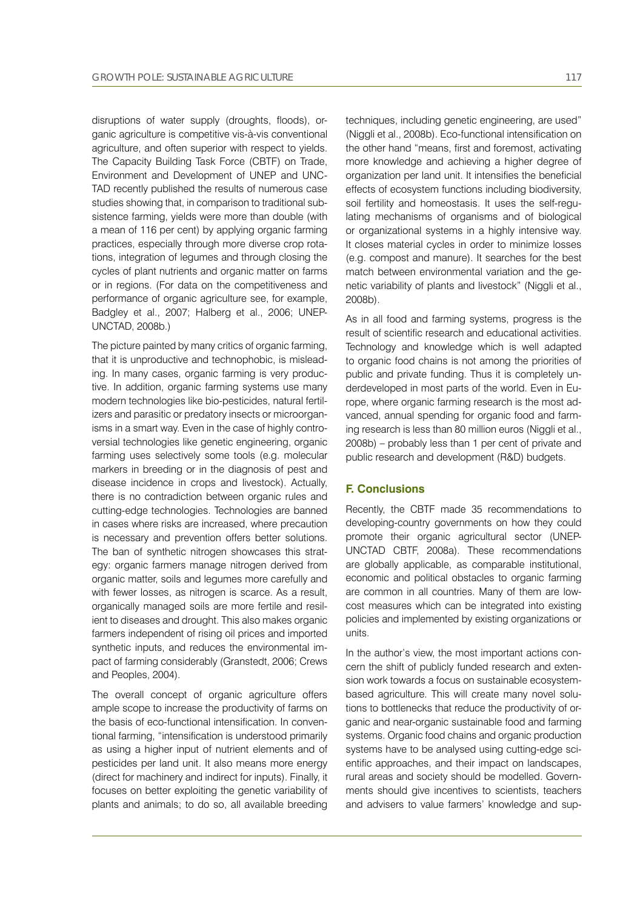disruptions of water supply (droughts, floods), organic agriculture is competitive vis-à-vis conventional agriculture, and often superior with respect to yields. The Capacity Building Task Force (CBTF) on Trade, Environment and Development of UNEP and UNCTAD recently published the results of numerous case studies showing that, in comparison to traditional subsistence farming, yields were more than double (with a mean of 116 per cent) by applying organic farming practices, especially through more diverse crop rotations, integration of legumes and through closing the cycles of plant nutrients and organic matter on farms or in regions. (For data on the competitiveness and performance of organic agriculture see, for example, Badgley et al., 2007; Halberg et al., 2006; UNEP-UNCTAD, 2008b.)

The picture painted by many critics of organic farming, that it is unproductive and technophobic, is misleading. In many cases, organic farming is very productive. In addition, organic farming systems use many modern technologies like bio-pesticides, natural fertilizers and parasitic or predatory insects or microorganisms in a smart way. Even in the case of highly controversial technologies like genetic engineering, organic farming uses selectively some tools (e.g. molecular markers in breeding or in the diagnosis of pest and disease incidence in crops and livestock). Actually, there is no contradiction between organic rules and cutting-edge technologies. Technologies are banned in cases where risks are increased, where precaution is necessary and prevention offers better solutions. The ban of synthetic nitrogen showcases this strategy: organic farmers manage nitrogen derived from organic matter, soils and legumes more carefully and with fewer losses, as nitrogen is scarce. As a result, organically managed soils are more fertile and resilient to diseases and drought. This also makes organic farmers independent of rising oil prices and imported synthetic inputs, and reduces the environmental impact of farming considerably (Granstedt, 2006; Crews and Peoples, 2004).

The overall concept of organic agriculture offers ample scope to increase the productivity of farms on the basis of eco-functional intensification. In conventional farming, "intensification is understood primarily as using a higher input of nutrient elements and of pesticides per land unit. It also means more energy (direct for machinery and indirect for inputs). Finally, it focuses on better exploiting the genetic variability of plants and animals; to do so, all available breeding techniques, including genetic engineering, are used" (Niggli et al., 2008b). Eco-functional intensification on the other hand "means, first and foremost, activating more knowledge and achieving a higher degree of organization per land unit. It intensifies the beneficial effects of ecosystem functions including biodiversity, soil fertility and homeostasis. It uses the self-regulating mechanisms of organisms and of biological or organizational systems in a highly intensive way. It closes material cycles in order to minimize losses (e.g. compost and manure). It searches for the best match between environmental variation and the genetic variability of plants and livestock" (Niggli et al., 2008b).

As in all food and farming systems, progress is the result of scientific research and educational activities. Technology and knowledge which is well adapted to organic food chains is not among the priorities of public and private funding. Thus it is completely underdeveloped in most parts of the world. Even in Europe, where organic farming research is the most advanced, annual spending for organic food and farming research is less than 80 million euros (Niggli et al., 2008b) – probably less than 1 per cent of private and public research and development (R&D) budgets.

## F. Conclusions

Recently, the CBTF made 35 recommendations to developing-country governments on how they could promote their organic agricultural sector (UNEP-UNCTAD CBTF, 2008a). These recommendations are globally applicable, as comparable institutional, economic and political obstacles to organic farming are common in all countries. Many of them are low-cost measures which can be integrated into existing policies and implemented by existing organizations or units.

In the author's view, the most important actions concern the shift of publicly funded research and extension work towards a focus on sustainable ecosystem-based agriculture. This will create many novel solutions to bottlenecks that reduce the productivity of organic and near-organic sustainable food and farming systems. Organic food chains and organic production systems have to be analysed using cutting-edge scientific approaches, and their impact on landscapes, rural areas and society should be modelled. Governments should give incentives to scientists, teachers and advisers to value farmers' knowledge and sup-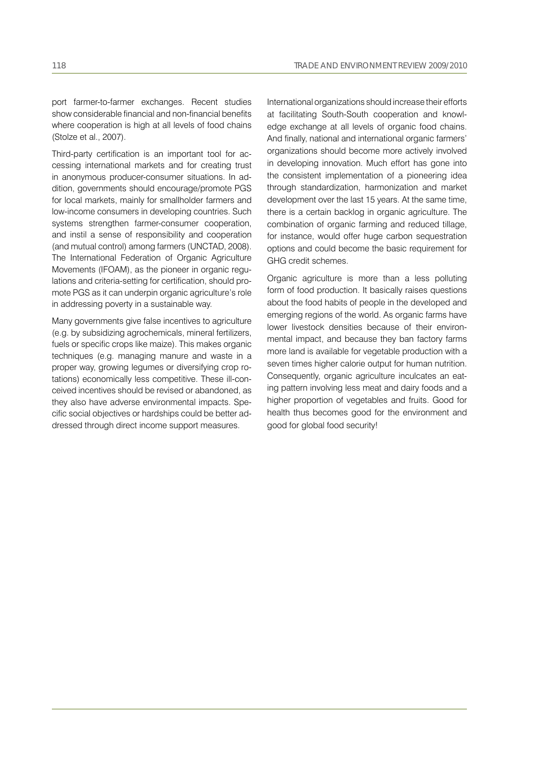port farmer-to-farmer exchanges. Recent studies show considerable financial and non-financial benefits where cooperation is high at all levels of food chains (Stolze et al., 2007).

Third-party certification is an important tool for accessing international markets and for creating trust in anonymous producer-consumer situations. In addition, governments should encourage/promote PGS for local markets, mainly for smallholder farmers and low-income consumers in developing countries. Such systems strengthen farmer-consumer cooperation, and instil a sense of responsibility and cooperation (and mutual control) among farmers (UNCTAD, 2008). The International Federation of Organic Agriculture Movements (IFOAM), as the pioneer in organic regulations and criteria-setting for certification, should promote PGS as it can underpin organic agriculture's role in addressing poverty in a sustainable way.

Many governments give false incentives to agriculture (e.g. by subsidizing agrochemicals, mineral fertilizers, fuels or specific crops like maize). This makes organic techniques (e.g. managing manure and waste in a proper way, growing legumes or diversifying crop rotations) economically less competitive. These ill-conceived incentives should be revised or abandoned, as they also have adverse environmental impacts. Specific social objectives or hardships could be better addressed through direct income support measures.

International organizations should increase their efforts at facilitating South-South cooperation and knowledge exchange at all levels of organic food chains. And finally, national and international organic farmers' organizations should become more actively involved in developing innovation. Much effort has gone into the consistent implementation of a pioneering idea through standardization, harmonization and market development over the last 15 years. At the same time, there is a certain backlog in organic agriculture. The combination of organic farming and reduced tillage, for instance, would offer huge carbon sequestration options and could become the basic requirement for GHG credit schemes.

Organic agriculture is more than a less polluting form of food production. It basically raises questions about the food habits of people in the developed and emerging regions of the world. As organic farms have lower livestock densities because of their environmental impact, and because they ban factory farms more land is available for vegetable production with a seven times higher calorie output for human nutrition. Consequently, organic agriculture inculcates an eating pattern involving less meat and dairy foods and a higher proportion of vegetables and fruits. Good for health thus becomes good for the environment and good for global food security!